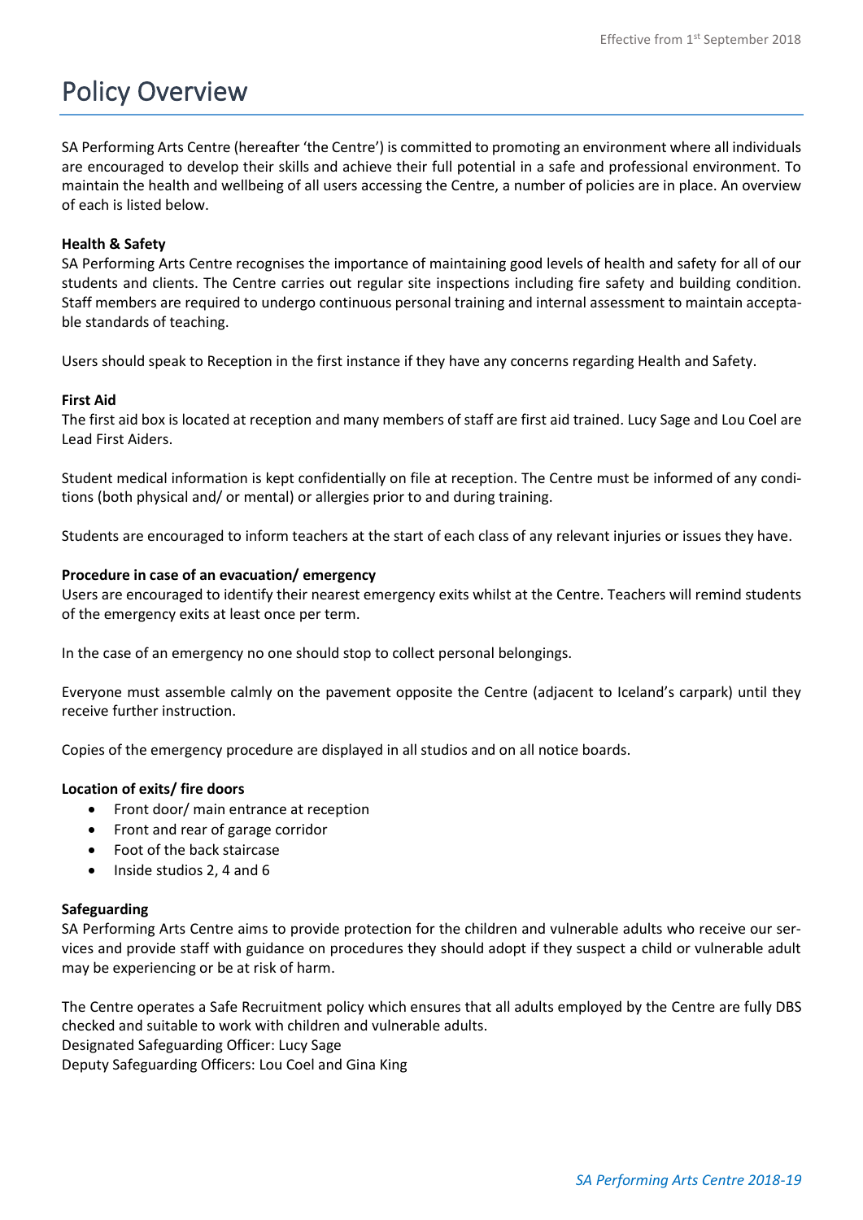# Policy Overview

SA Performing Arts Centre (hereafter 'the Centre') is committed to promoting an environment where all individuals are encouraged to develop their skills and achieve their full potential in a safe and professional environment. To maintain the health and wellbeing of all users accessing the Centre, a number of policies are in place. An overview of each is listed below.

**Health & Safety**
SA Performing Arts Centre recognises the importance of maintaining good levels of health and safety for all of our students and clients. The Centre carries out regular site inspections including fire safety and building condition. Staff members are required to undergo continuous personal training and internal assessment to maintain acceptable standards of teaching.

Users should speak to Reception in the first instance if they have any concerns regarding Health and Safety.

**First Aid**
The first aid box is located at reception and many members of staff are first aid trained. Lucy Sage and Lou Coel are Lead First Aiders.

Student medical information is kept confidentially on file at reception. The Centre must be informed of any conditions (both physical and/ or mental) or allergies prior to and during training.

Students are encouraged to inform teachers at the start of each class of any relevant injuries or issues they have.

**Procedure in case of an evacuation/ emergency**
Users are encouraged to identify their nearest emergency exits whilst at the Centre. Teachers will remind students of the emergency exits at least once per term.

In the case of an emergency no one should stop to collect personal belongings.

Everyone must assemble calmly on the pavement opposite the Centre (adjacent to Iceland's carpark) until they receive further instruction.

Copies of the emergency procedure are displayed in all studios and on all notice boards.

**Location of exits/ fire doors**

- Front door/ main entrance at reception
- Front and rear of garage corridor
- Foot of the back staircase
- Inside studios 2, 4 and 6

**Safeguarding**
SA Performing Arts Centre aims to provide protection for the children and vulnerable adults who receive our services and provide staff with guidance on procedures they should adopt if they suspect a child or vulnerable adult may be experiencing or be at risk of harm.

The Centre operates a Safe Recruitment policy which ensures that all adults employed by the Centre are fully DBS checked and suitable to work with children and vulnerable adults.
Designated Safeguarding Officer: Lucy Sage
Deputy Safeguarding Officers: Lou Coel and Gina King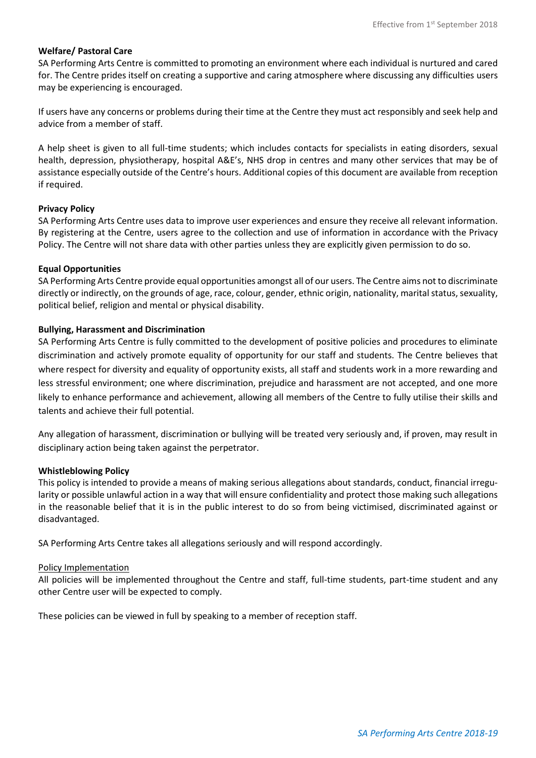**Welfare/ Pastoral Care**

SA Performing Arts Centre is committed to promoting an environment where each individual is nurtured and cared for. The Centre prides itself on creating a supportive and caring atmosphere where discussing any difficulties users may be experiencing is encouraged.

If users have any concerns or problems during their time at the Centre they must act responsibly and seek help and advice from a member of staff.

A help sheet is given to all full-time students; which includes contacts for specialists in eating disorders, sexual health, depression, physiotherapy, hospital A&E's, NHS drop in centres and many other services that may be of assistance especially outside of the Centre's hours. Additional copies of this document are available from reception if required.

**Privacy Policy**

SA Performing Arts Centre uses data to improve user experiences and ensure they receive all relevant information. By registering at the Centre, users agree to the collection and use of information in accordance with the Privacy Policy. The Centre will not share data with other parties unless they are explicitly given permission to do so.

**Equal Opportunities**

SA Performing Arts Centre provide equal opportunities amongst all of our users. The Centre aims not to discriminate directly or indirectly, on the grounds of age, race, colour, gender, ethnic origin, nationality, marital status, sexuality, political belief, religion and mental or physical disability.

**Bullying, Harassment and Discrimination**

SA Performing Arts Centre is fully committed to the development of positive policies and procedures to eliminate discrimination and actively promote equality of opportunity for our staff and students. The Centre believes that where respect for diversity and equality of opportunity exists, all staff and students work in a more rewarding and less stressful environment; one where discrimination, prejudice and harassment are not accepted, and one more likely to enhance performance and achievement, allowing all members of the Centre to fully utilise their skills and talents and achieve their full potential.

Any allegation of harassment, discrimination or bullying will be treated very seriously and, if proven, may result in disciplinary action being taken against the perpetrator.

**Whistleblowing Policy**

This policy is intended to provide a means of making serious allegations about standards, conduct, financial irregularity or possible unlawful action in a way that will ensure confidentiality and protect those making such allegations in the reasonable belief that it is in the public interest to do so from being victimised, discriminated against or disadvantaged.

SA Performing Arts Centre takes all allegations seriously and will respond accordingly.

Policy Implementation

All policies will be implemented throughout the Centre and staff, full-time students, part-time student and any other Centre user will be expected to comply.

These policies can be viewed in full by speaking to a member of reception staff.